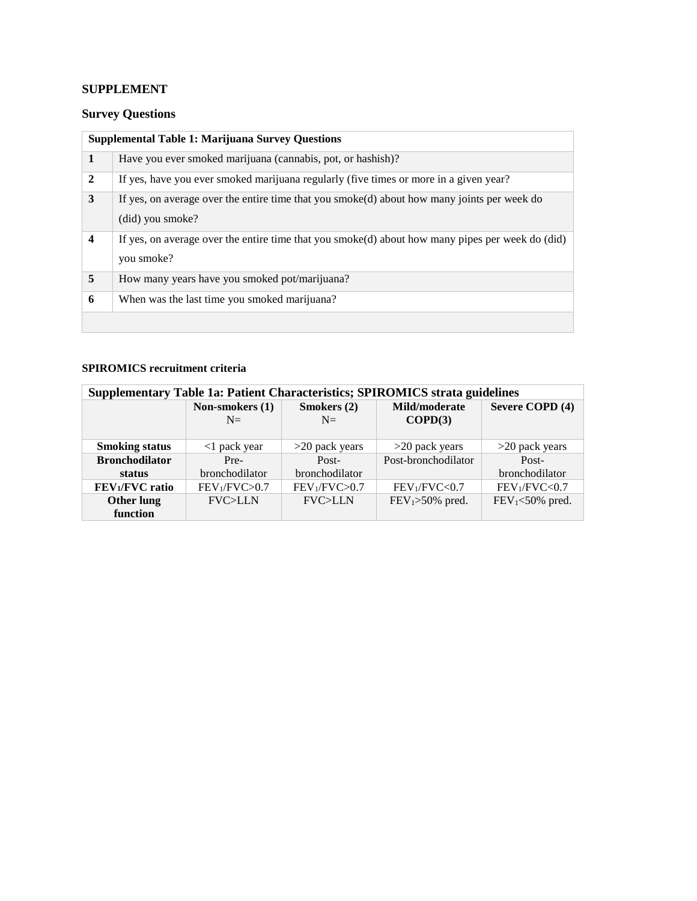# SUPPLEMENT

## Survey Questions

| Supplemental Table 1: Marijuana Survey Questions | |
|---|---|
| **1** | Have you ever smoked marijuana (cannabis, pot, or hashish)? |
| **2** | If yes, have you ever smoked marijuana regularly (five times or more in a given year? |
| **3** | If yes, on average over the entire time that you smoke(d) about how many joints per week do (did) you smoke? |
| **4** | If yes, on average over the entire time that you smoke(d) about how many pipes per week do (did) you smoke? |
| **5** | How many years have you smoked pot/marijuana? |
| **6** | When was the last time you smoked marijuana? |
| | |

**SPIROMICS recruitment criteria**

| Supplementary Table 1a: Patient Characteristics; SPIROMICS strata guidelines | | | | |
|---|---|---|---|---|
| | **Non-smokers (1)** N= | **Smokers (2)** N= | **Mild/moderate COPD(3)** | **Severe COPD (4)** |
| **Smoking status** | <1 pack year | >20 pack years | >20 pack years | >20 pack years |
| **Bronchodilator status** | Pre-bronchodilator | Post-bronchodilator | Post-bronchodilator | Post-bronchodilator |
| **$FEV_1$/FVC ratio** | $FEV_1$/FVC>0.7 | $FEV_1$/FVC>0.7 | $FEV_1$/FVC<0.7 | $FEV_1$/FVC<0.7 |
| **Other lung function** | FVC>LLN | FVC>LLN | $FEV_1$>50% pred. | $FEV_1$<50% pred. |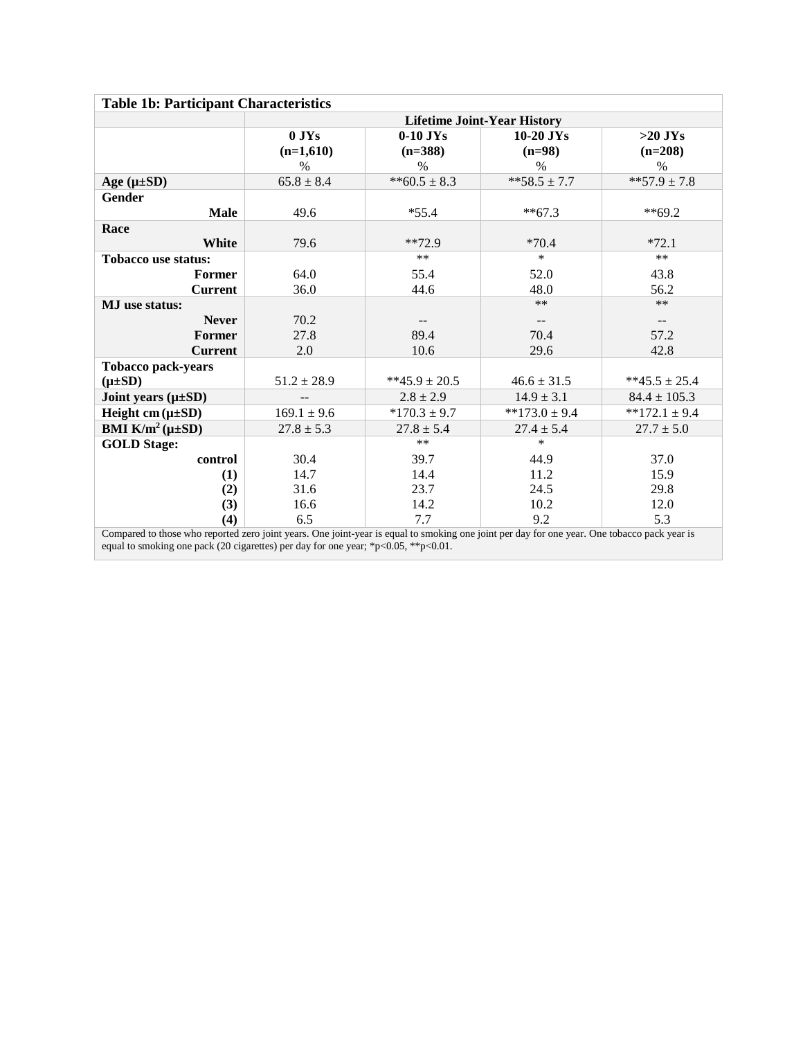**Table 1b: Participant Characteristics**

| | Lifetime Joint-Year History | | | |
|---|---|---|---|---|
| | 0 JYs (n=1,610) % | 0-10 JYs (n=388) % | 10-20 JYs (n=98) % | >20 JYs (n=208) % |
| **Age (μ±SD)** | 65.8 ± 8.4 | **60.5 ± 8.3 | **58.5 ± 7.7 | **57.9 ± 7.8 |
| **Gender** | | | | |
| **Male** | 49.6 | *55.4 | **67.3 | **69.2 |
| **Race** | | | | |
| **White** | 79.6 | **72.9 | *70.4 | *72.1 |
| **Tobacco use status:** | | ** | * | ** |
| **Former** | 64.0 | 55.4 | 52.0 | 43.8 |
| **Current** | 36.0 | 44.6 | 48.0 | 56.2 |
| **MJ use status:** | | | ** | ** |
| **Never** | 70.2 | -- | -- | -- |
| **Former** | 27.8 | 89.4 | 70.4 | 57.2 |
| **Current** | 2.0 | 10.6 | 29.6 | 42.8 |
| **Tobacco pack-years (μ±SD)** | 51.2 ± 28.9 | **45.9 ± 20.5 | 46.6 ± 31.5 | **45.5 ± 25.4 |
| **Joint years (μ±SD)** | -- | 2.8 ± 2.9 | 14.9 ± 3.1 | 84.4 ± 105.3 |
| **Height cm (μ±SD)** | 169.1 ± 9.6 | *170.3 ± 9.7 | **173.0 ± 9.4 | **172.1 ± 9.4 |
| **BMI K/m$^2$ (μ±SD)** | 27.8 ± 5.3 | 27.8 ± 5.4 | 27.4 ± 5.4 | 27.7 ± 5.0 |
| **GOLD Stage:** | | ** | * | |
| **control** | 30.4 | 39.7 | 44.9 | 37.0 |
| **(1)** | 14.7 | 14.4 | 11.2 | 15.9 |
| **(2)** | 31.6 | 23.7 | 24.5 | 29.8 |
| **(3)** | 16.6 | 14.2 | 10.2 | 12.0 |
| **(4)** | 6.5 | 7.7 | 9.2 | 5.3 |

Compared to those who reported zero joint years. One joint-year is equal to smoking one joint per day for one year. One tobacco pack year is equal to smoking one pack (20 cigarettes) per day for one year; *p<0.05, **p<0.01.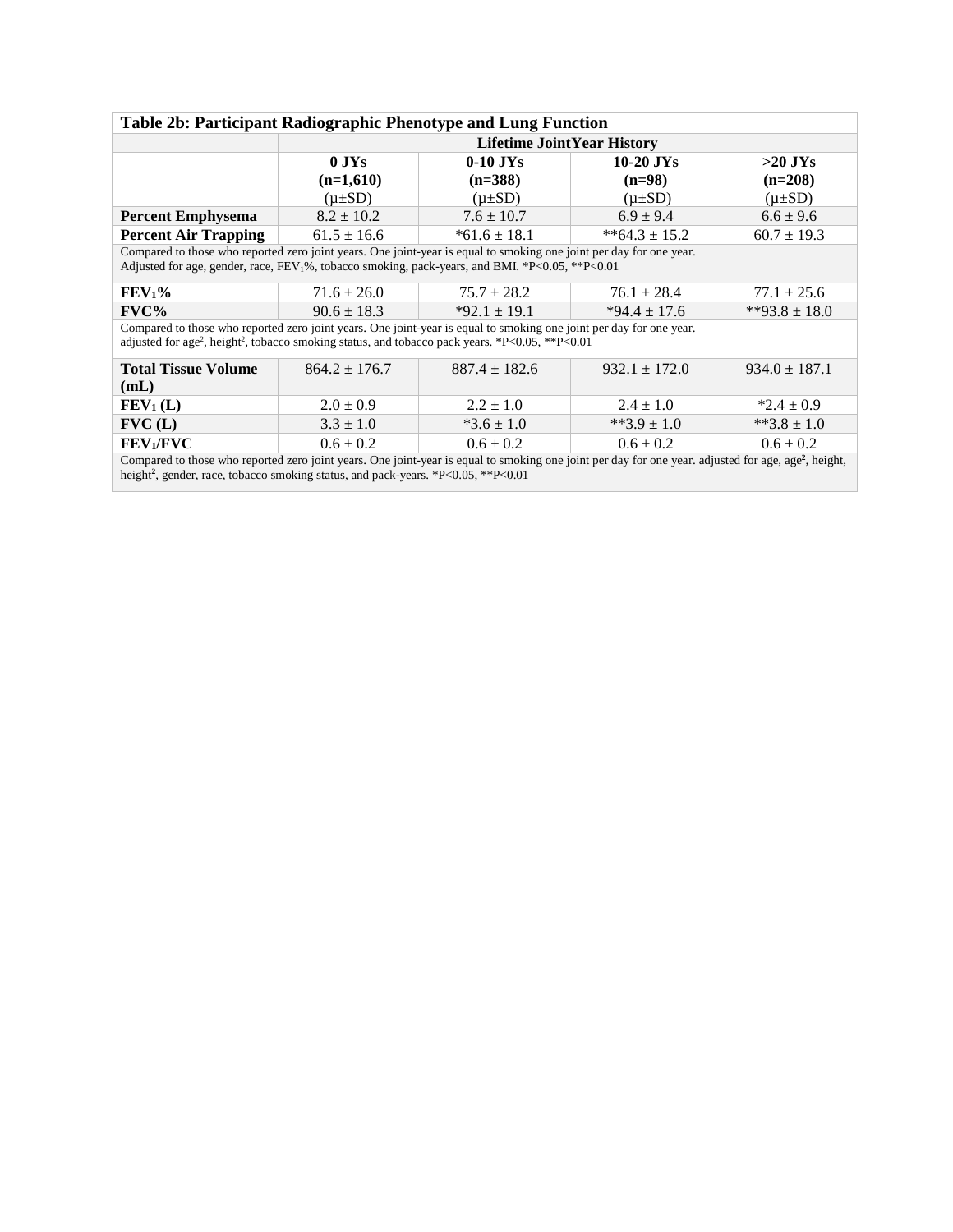**Table 2b: Participant Radiographic Phenotype and Lung Function**

| | Lifetime JointYear History | | | |
|---|---|---|---|---|
| | **0 JYs (n=1,610)** (μ±SD) | **0-10 JYs (n=388)** (μ±SD) | **10-20 JYs (n=98)** (μ±SD) | **>20 JYs (n=208)** (μ±SD) |
| **Percent Emphysema** | 8.2 ± 10.2 | 7.6 ± 10.7 | 6.9 ± 9.4 | 6.6 ± 9.6 |
| **Percent Air Trapping** | 61.5 ± 16.6 | *61.6 ± 18.1 | **64.3 ± 15.2 | 60.7 ± 19.3 |
| Compared to those who reported zero joint years. One joint-year is equal to smoking one joint per day for one year. Adjusted for age, gender, race, $FEV_1$%, tobacco smoking, pack-years, and BMI. *P<0.05, **P<0.01 | | | | |
| **$FEV_1$%** | 71.6 ± 26.0 | 75.7 ± 28.2 | 76.1 ± 28.4 | 77.1 ± 25.6 |
| **FVC%** | 90.6 ± 18.3 | *92.1 ± 19.1 | *94.4 ± 17.6 | **93.8 ± 18.0 |
| Compared to those who reported zero joint years. One joint-year is equal to smoking one joint per day for one year. adjusted for $age^2$, $height^2$, tobacco smoking status, and tobacco pack years. *P<0.05, **P<0.01 | | | | |
| **Total Tissue Volume (mL)** | 864.2 ± 176.7 | 887.4 ± 182.6 | 932.1 ± 172.0 | 934.0 ± 187.1 |
| **$FEV_1$ (L)** | 2.0 ± 0.9 | 2.2 ± 1.0 | 2.4 ± 1.0 | *2.4 ± 0.9 |
| **FVC (L)** | 3.3 ± 1.0 | *3.6 ± 1.0 | **3.9 ± 1.0 | **3.8 ± 1.0 |
| **$FEV_1$/FVC** | 0.6 ± 0.2 | 0.6 ± 0.2 | 0.6 ± 0.2 | 0.6 ± 0.2 |
| Compared to those who reported zero joint years. One joint-year is equal to smoking one joint per day for one year. adjusted for age, $age^2$, height, $height^2$, gender, race, tobacco smoking status, and pack-years. *P<0.05, **P<0.01 | | | | |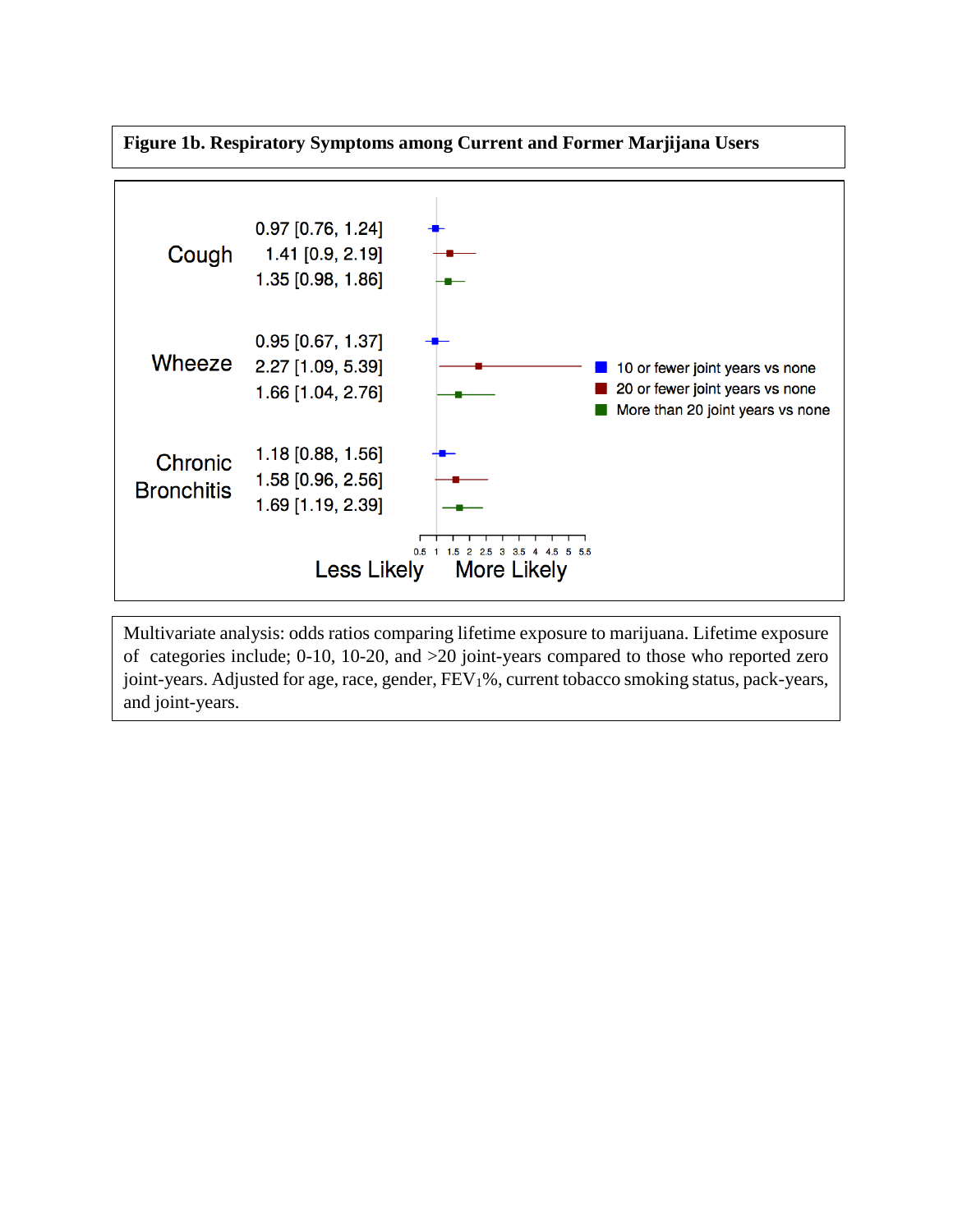**Figure 1b. Respiratory Symptoms among Current and Former Marjijana Users**

Cough
0.97 [0.76, 1.24]
1.41 [0.9, 2.19]
1.35 [0.98, 1.86]

Wheeze
0.95 [0.67, 1.37]
2.27 [1.09, 5.39]
1.66 [1.04, 2.76]

Chronic Bronchitis
1.18 [0.88, 1.56]
1.58 [0.96, 2.56]
1.69 [1.19, 2.39]

0.5 1 1.5 2 2.5 3 3.5 4 4.5 5 5.5

Less Likely More Likely

10 or fewer joint years vs none
20 or fewer joint years vs none
More than 20 joint years vs none

Multivariate analysis: odds ratios comparing lifetime exposure to marijuana. Lifetime exposure of categories include; 0-10, 10-20, and >20 joint-years compared to those who reported zero joint-years. Adjusted for age, race, gender, $FEV_1$%, current tobacco smoking status, pack-years, and joint-years.